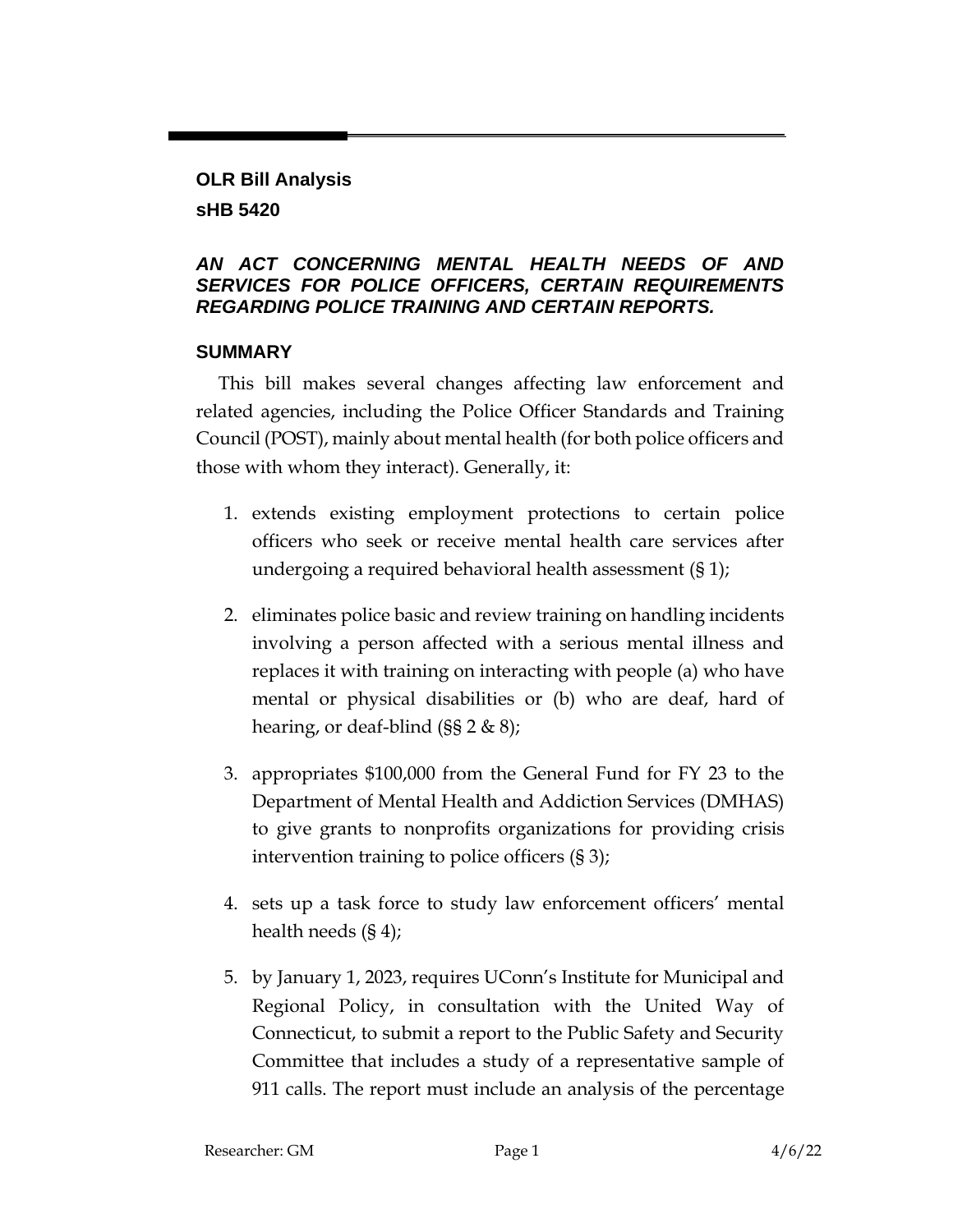# OLR Bill Analysis

## sHB 5420

### *AN ACT CONCERNING MENTAL HEALTH NEEDS OF AND SERVICES FOR POLICE OFFICERS, CERTAIN REQUIREMENTS REGARDING POLICE TRAINING AND CERTAIN REPORTS.*

## SUMMARY

This bill makes several changes affecting law enforcement and related agencies, including the Police Officer Standards and Training Council (POST), mainly about mental health (for both police officers and those with whom they interact). Generally, it:

1. extends existing employment protections to certain police officers who seek or receive mental health care services after undergoing a required behavioral health assessment (§ 1);

2. eliminates police basic and review training on handling incidents involving a person affected with a serious mental illness and replaces it with training on interacting with people (a) who have mental or physical disabilities or (b) who are deaf, hard of hearing, or deaf-blind (§§ 2 & 8);

3. appropriates $100,000 from the General Fund for FY 23 to the Department of Mental Health and Addiction Services (DMHAS) to give grants to nonprofits organizations for providing crisis intervention training to police officers (§ 3);

4. sets up a task force to study law enforcement officers' mental health needs (§ 4);

5. by January 1, 2023, requires UConn's Institute for Municipal and Regional Policy, in consultation with the United Way of Connecticut, to submit a report to the Public Safety and Security Committee that includes a study of a representative sample of 911 calls. The report must include an analysis of the percentage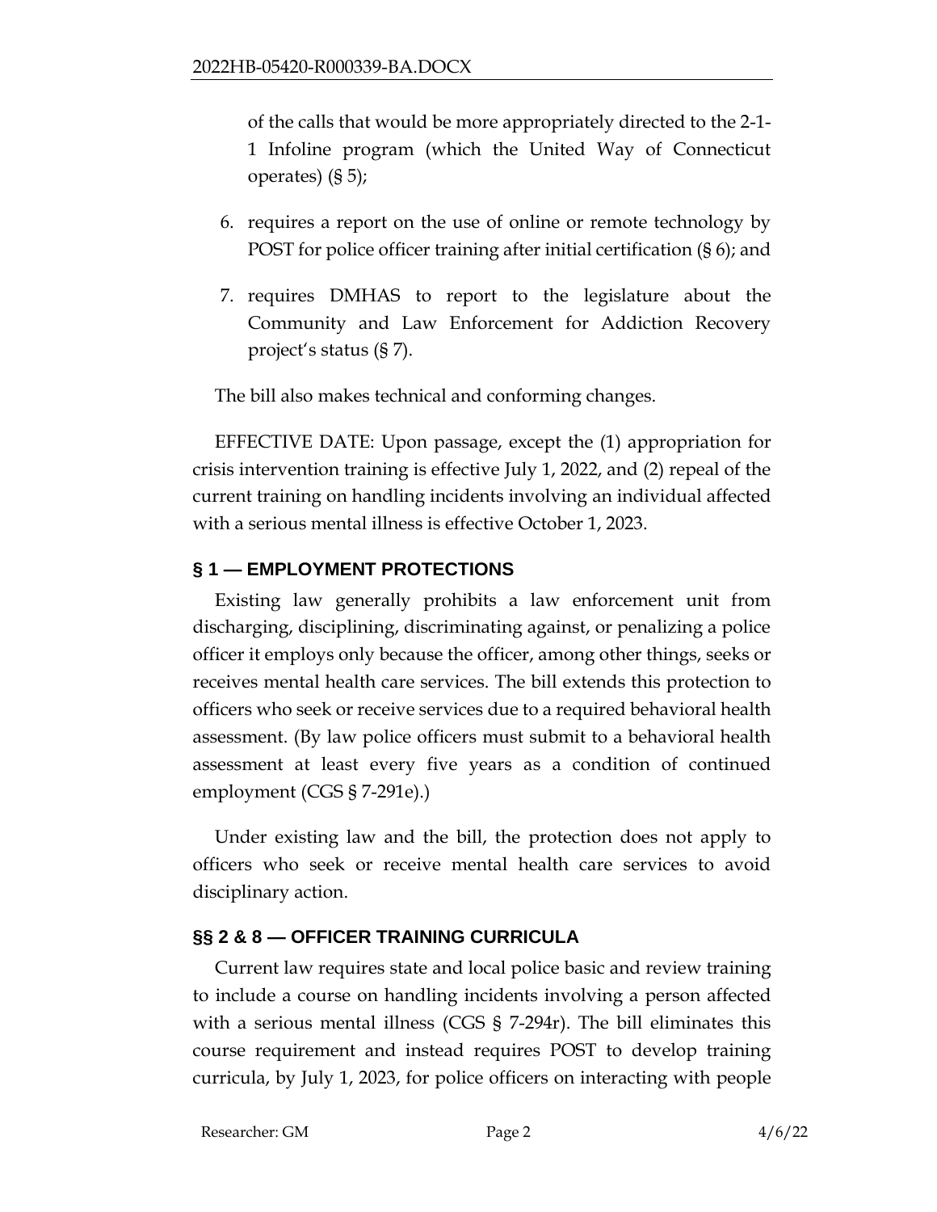of the calls that would be more appropriately directed to the 2-1-1 Infoline program (which the United Way of Connecticut operates) (§ 5);

6. requires a report on the use of online or remote technology by POST for police officer training after initial certification (§ 6); and
7. requires DMHAS to report to the legislature about the Community and Law Enforcement for Addiction Recovery project's status (§ 7).

The bill also makes technical and conforming changes.

EFFECTIVE DATE: Upon passage, except the (1) appropriation for crisis intervention training is effective July 1, 2022, and (2) repeal of the current training on handling incidents involving an individual affected with a serious mental illness is effective October 1, 2023.

## § 1 — EMPLOYMENT PROTECTIONS

Existing law generally prohibits a law enforcement unit from discharging, disciplining, discriminating against, or penalizing a police officer it employs only because the officer, among other things, seeks or receives mental health care services. The bill extends this protection to officers who seek or receive services due to a required behavioral health assessment. (By law police officers must submit to a behavioral health assessment at least every five years as a condition of continued employment (CGS § 7-291e).)

Under existing law and the bill, the protection does not apply to officers who seek or receive mental health care services to avoid disciplinary action.

## §§ 2 & 8 — OFFICER TRAINING CURRICULA

Current law requires state and local police basic and review training to include a course on handling incidents involving a person affected with a serious mental illness (CGS § 7-294r). The bill eliminates this course requirement and instead requires POST to develop training curricula, by July 1, 2023, for police officers on interacting with people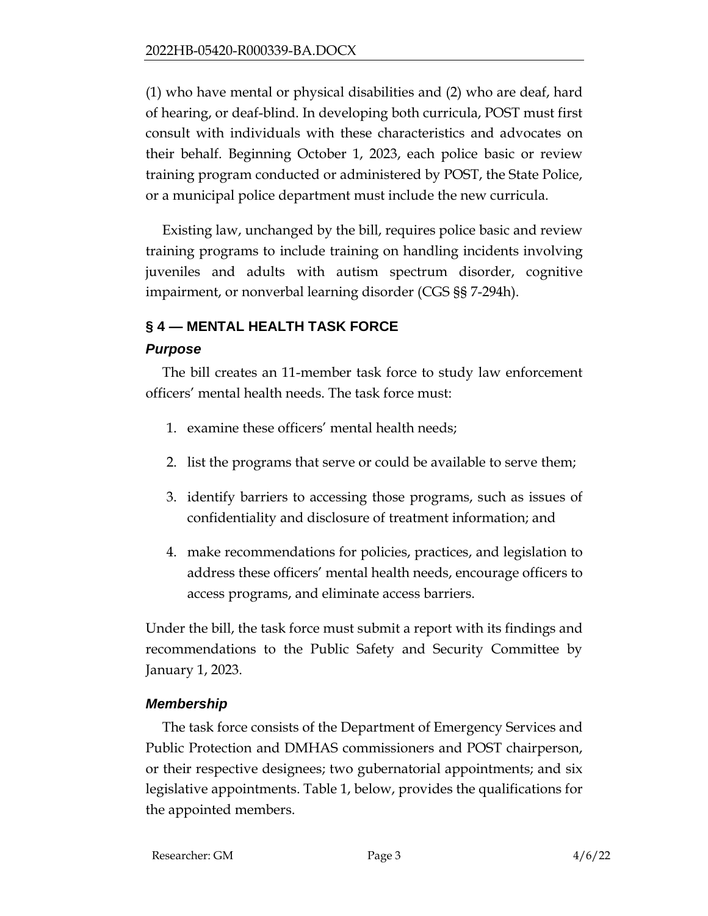(1) who have mental or physical disabilities and (2) who are deaf, hard of hearing, or deaf-blind. In developing both curricula, POST must first consult with individuals with these characteristics and advocates on their behalf. Beginning October 1, 2023, each police basic or review training program conducted or administered by POST, the State Police, or a municipal police department must include the new curricula.

Existing law, unchanged by the bill, requires police basic and review training programs to include training on handling incidents involving juveniles and adults with autism spectrum disorder, cognitive impairment, or nonverbal learning disorder (CGS §§ 7-294h).

## § 4 — MENTAL HEALTH TASK FORCE

### *Purpose*

The bill creates an 11-member task force to study law enforcement officers' mental health needs. The task force must:

1. examine these officers' mental health needs;
2. list the programs that serve or could be available to serve them;
3. identify barriers to accessing those programs, such as issues of confidentiality and disclosure of treatment information; and
4. make recommendations for policies, practices, and legislation to address these officers' mental health needs, encourage officers to access programs, and eliminate access barriers.

Under the bill, the task force must submit a report with its findings and recommendations to the Public Safety and Security Committee by January 1, 2023.

### *Membership*

The task force consists of the Department of Emergency Services and Public Protection and DMHAS commissioners and POST chairperson, or their respective designees; two gubernatorial appointments; and six legislative appointments. Table 1, below, provides the qualifications for the appointed members.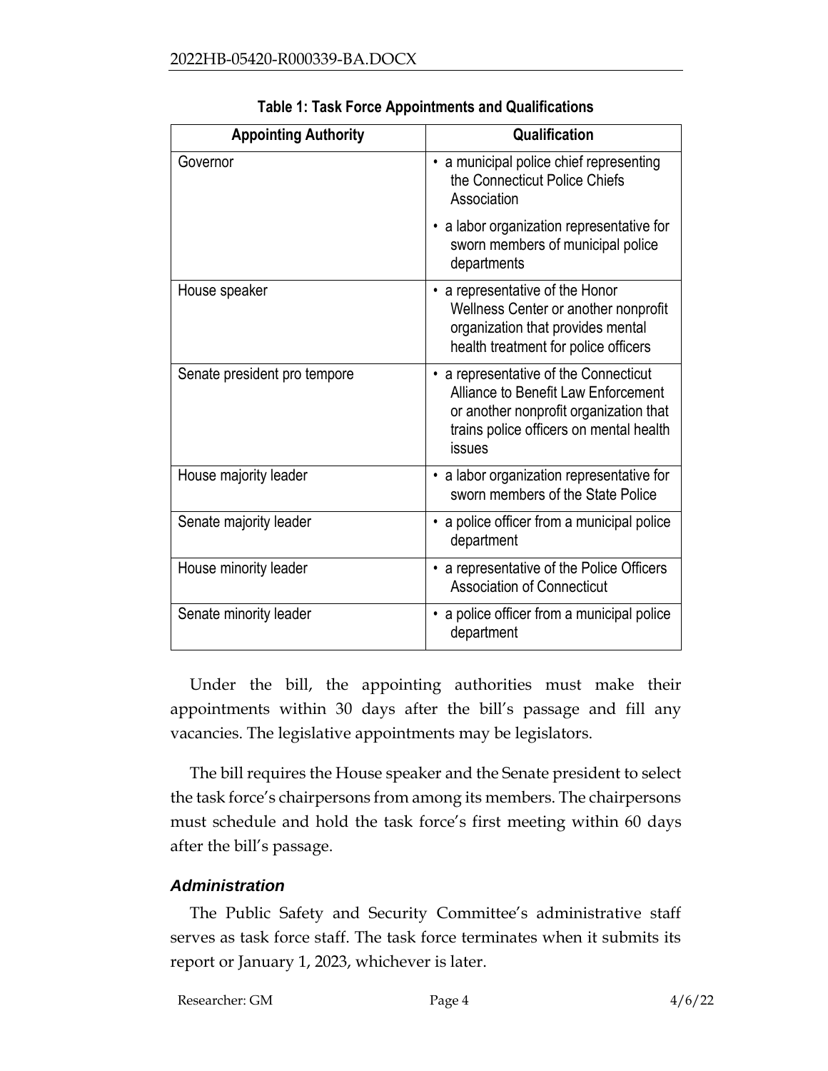**Table 1: Task Force Appointments and Qualifications**

| Appointing Authority | Qualification |
|---|---|
| Governor | • a municipal police chief representing the Connecticut Police Chiefs Association<br>• a labor organization representative for sworn members of municipal police departments |
| House speaker | • a representative of the Honor Wellness Center or another nonprofit organization that provides mental health treatment for police officers |
| Senate president pro tempore | • a representative of the Connecticut Alliance to Benefit Law Enforcement or another nonprofit organization that trains police officers on mental health issues |
| House majority leader | • a labor organization representative for sworn members of the State Police |
| Senate majority leader | • a police officer from a municipal police department |
| House minority leader | • a representative of the Police Officers Association of Connecticut |
| Senate minority leader | • a police officer from a municipal police department |

Under the bill, the appointing authorities must make their appointments within 30 days after the bill's passage and fill any vacancies. The legislative appointments may be legislators.

The bill requires the House speaker and the Senate president to select the task force's chairpersons from among its members. The chairpersons must schedule and hold the task force's first meeting within 60 days after the bill's passage.

### *Administration*

The Public Safety and Security Committee's administrative staff serves as task force staff. The task force terminates when it submits its report or January 1, 2023, whichever is later.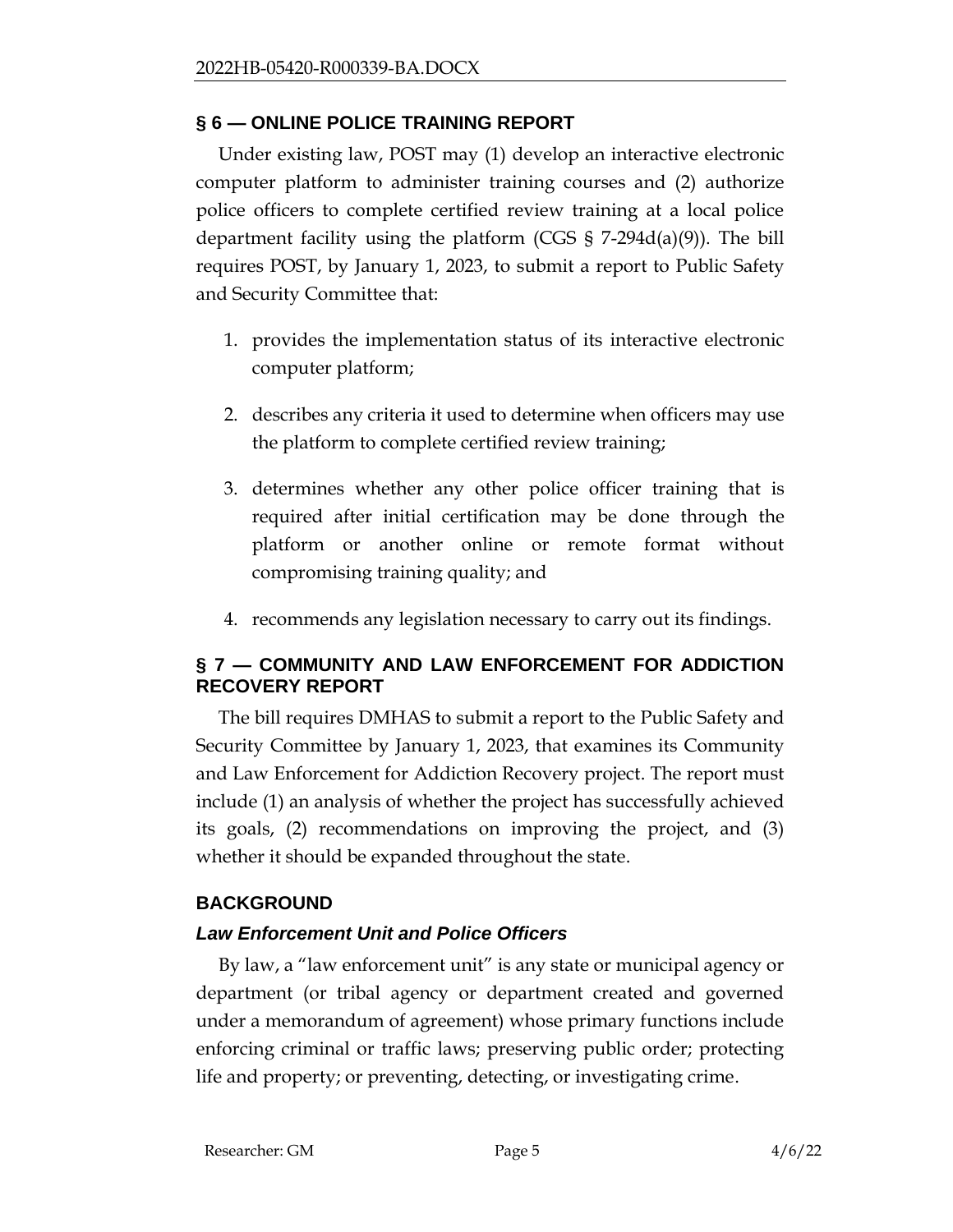## § 6 — ONLINE POLICE TRAINING REPORT

Under existing law, POST may (1) develop an interactive electronic computer platform to administer training courses and (2) authorize police officers to complete certified review training at a local police department facility using the platform (CGS § 7-294d(a)(9)). The bill requires POST, by January 1, 2023, to submit a report to Public Safety and Security Committee that:

1. provides the implementation status of its interactive electronic computer platform;
2. describes any criteria it used to determine when officers may use the platform to complete certified review training;
3. determines whether any other police officer training that is required after initial certification may be done through the platform or another online or remote format without compromising training quality; and
4. recommends any legislation necessary to carry out its findings.

## § 7 — COMMUNITY AND LAW ENFORCEMENT FOR ADDICTION RECOVERY REPORT

The bill requires DMHAS to submit a report to the Public Safety and Security Committee by January 1, 2023, that examines its Community and Law Enforcement for Addiction Recovery project. The report must include (1) an analysis of whether the project has successfully achieved its goals, (2) recommendations on improving the project, and (3) whether it should be expanded throughout the state.

## BACKGROUND

### *Law Enforcement Unit and Police Officers*

By law, a "law enforcement unit" is any state or municipal agency or department (or tribal agency or department created and governed under a memorandum of agreement) whose primary functions include enforcing criminal or traffic laws; preserving public order; protecting life and property; or preventing, detecting, or investigating crime.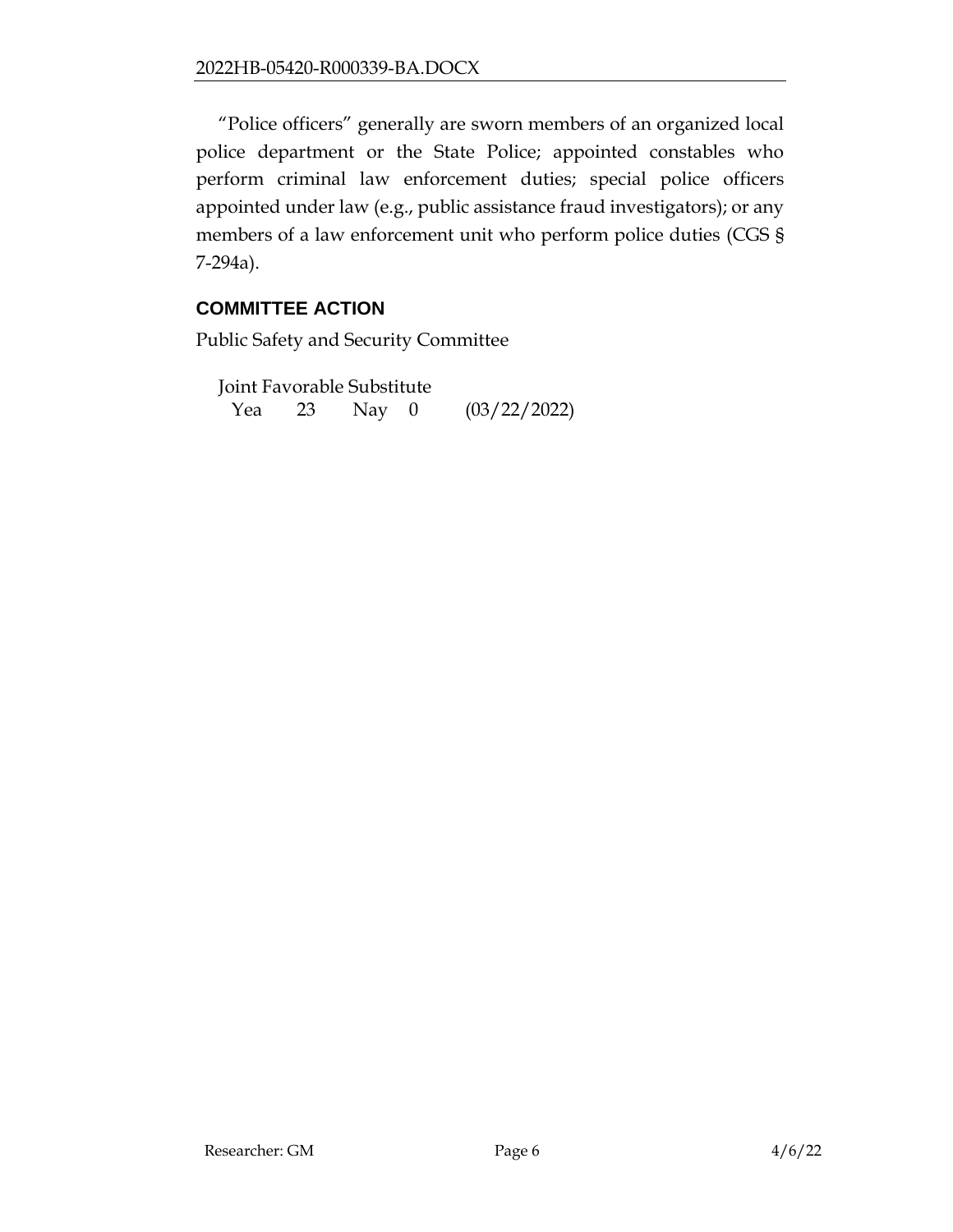"Police officers" generally are sworn members of an organized local police department or the State Police; appointed constables who perform criminal law enforcement duties; special police officers appointed under law (e.g., public assistance fraud investigators); or any members of a law enforcement unit who perform police duties (CGS § 7-294a).

## COMMITTEE ACTION

Public Safety and Security Committee

Joint Favorable Substitute
Yea 23 Nay 0 (03/22/2022)